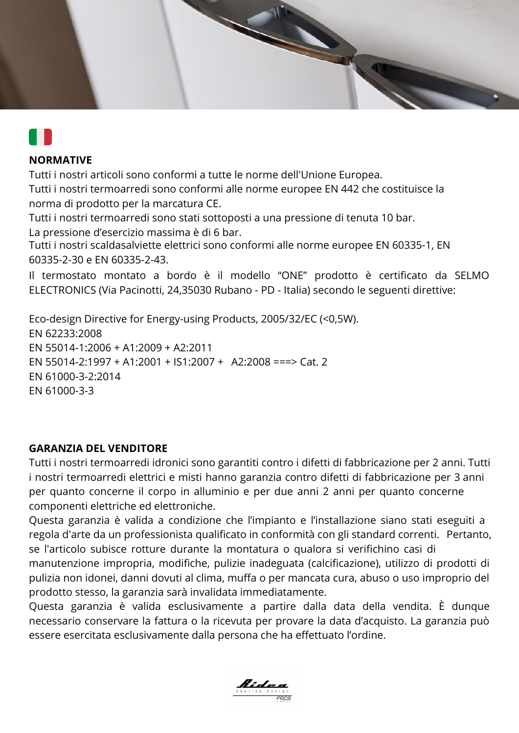## NORMATIVE

Tutti i nostri articoli sono conformi a tutte le norme dell'Unione Europea.
Tutti i nostri termoarredi sono conformi alle norme europee EN 442 che costituisce la norma di prodotto per la marcatura CE.
Tutti i nostri termoarredi sono stati sottoposti a una pressione di tenuta 10 bar.
La pressione d’esercizio massima è di 6 bar.
Tutti i nostri scaldasalviette elettrici sono conformi alle norme europee EN 60335-1, EN 60335-2-30 e EN 60335-2-43.
Il termostato montato a bordo è il modello “ONE” prodotto è certificato da SELMO ELECTRONICS (Via Pacinotti, 24,35030 Rubano - PD - Italia) secondo le seguenti direttive:

Eco-design Directive for Energy-using Products, 2005/32/EC (<0,5W).
EN 62233:2008
EN 55014-1:2006 + A1:2009 + A2:2011
EN 55014-2:1997 + A1:2001 + IS1:2007 + A2:2008 ===> Cat. 2
EN 61000-3-2:2014
EN 61000-3-3

## GARANZIA DEL VENDITORE

Tutti i nostri termoarredi idronici sono garantiti contro i difetti di fabbricazione per 2 anni. Tutti i nostri termoarredi elettrici e misti hanno garanzia contro difetti di fabbricazione per 3 anni per quanto concerne il corpo in alluminio e per due anni 2 anni per quanto concerne componenti elettriche ed elettroniche.
Questa garanzia è valida a condizione che l’impianto e l’installazione siano stati eseguiti a regola d'arte da un professionista qualificato in conformità con gli standard correnti. Pertanto, se l'articolo subisce rotture durante la montatura o qualora si verifichino casi di manutenzione impropria, modifiche, pulizie inadeguata (calcificazione), utilizzo di prodotti di pulizia non idonei, danni dovuti al clima, muffa o per mancata cura, abuso o uso improprio del prodotto stesso, la garanzia sarà invalidata immediatamente.
Questa garanzia è valida esclusivamente a partire dalla data della vendita. È dunque necessario conservare la fattura o la ricevuta per provare la data d’acquisto. La garanzia può essere esercitata esclusivamente dalla persona che ha effettuato l’ordine.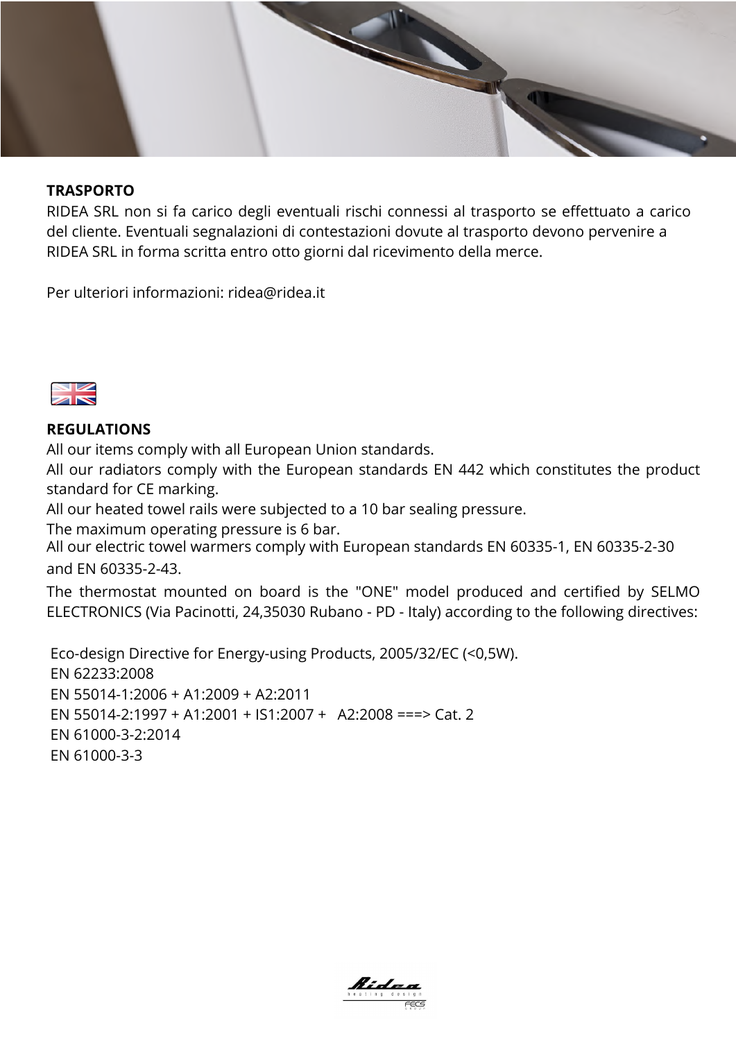**TRASPORTO**

RIDEA SRL non si fa carico degli eventuali rischi connessi al trasporto se effettuato a carico del cliente. Eventuali segnalazioni di contestazioni dovute al trasporto devono pervenire a RIDEA SRL in forma scritta entro otto giorni dal ricevimento della merce.

Per ulteriori informazioni: ridea@ridea.it

**REGULATIONS**

All our items comply with all European Union standards.
All our radiators comply with the European standards EN 442 which constitutes the product standard for CE marking.
All our heated towel rails were subjected to a 10 bar sealing pressure.
The maximum operating pressure is 6 bar.
All our electric towel warmers comply with European standards EN 60335-1, EN 60335-2-30 and EN 60335-2-43.
The thermostat mounted on board is the "ONE" model produced and certified by SELMO ELECTRONICS (Via Pacinotti, 24,35030 Rubano - PD - Italy) according to the following directives:

Eco-design Directive for Energy-using Products, 2005/32/EC (<0,5W).
EN 62233:2008
EN 55014-1:2006 + A1:2009 + A2:2011
EN 55014-2:1997 + A1:2001 + IS1:2007 + A2:2008 ===> Cat. 2
EN 61000-3-2:2014
EN 61000-3-3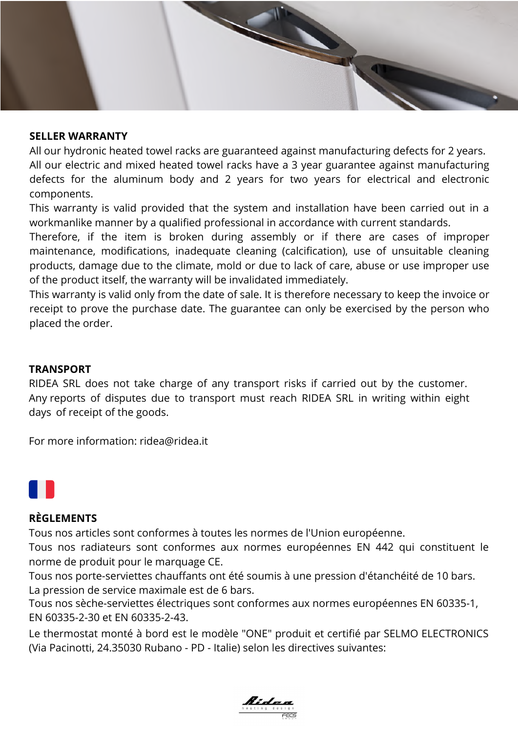## SELLER WARRANTY

All our hydronic heated towel racks are guaranteed against manufacturing defects for 2 years.
All our electric and mixed heated towel racks have a 3 year guarantee against manufacturing defects for the aluminum body and 2 years for two years for electrical and electronic components.
This warranty is valid provided that the system and installation have been carried out in a workmanlike manner by a qualified professional in accordance with current standards.
Therefore, if the item is broken during assembly or if there are cases of improper maintenance, modifications, inadequate cleaning (calcification), use of unsuitable cleaning products, damage due to the climate, mold or due to lack of care, abuse or use improper use of the product itself, the warranty will be invalidated immediately.
This warranty is valid only from the date of sale. It is therefore necessary to keep the invoice or receipt to prove the purchase date. The guarantee can only be exercised by the person who placed the order.

## TRANSPORT

RIDEA SRL does not take charge of any transport risks if carried out by the customer. Any reports of disputes due to transport must reach RIDEA SRL in writing within eight days of receipt of the goods.

For more information: ridea@ridea.it

## RÈGLEMENTS

Tous nos articles sont conformes à toutes les normes de l'Union européenne.
Tous nos radiateurs sont conformes aux normes européennes EN 442 qui constituent le norme de produit pour le marquage CE.
Tous nos porte-serviettes chauffants ont été soumis à une pression d'étanchéité de 10 bars. La pression de service maximale est de 6 bars.
Tous nos sèche-serviettes électriques sont conformes aux normes européennes EN 60335-1, EN 60335-2-30 et EN 60335-2-43.
Le thermostat monté à bord est le modèle "ONE" produit et certifié par SELMO ELECTRONICS (Via Pacinotti, 24.35030 Rubano - PD - Italie) selon les directives suivantes: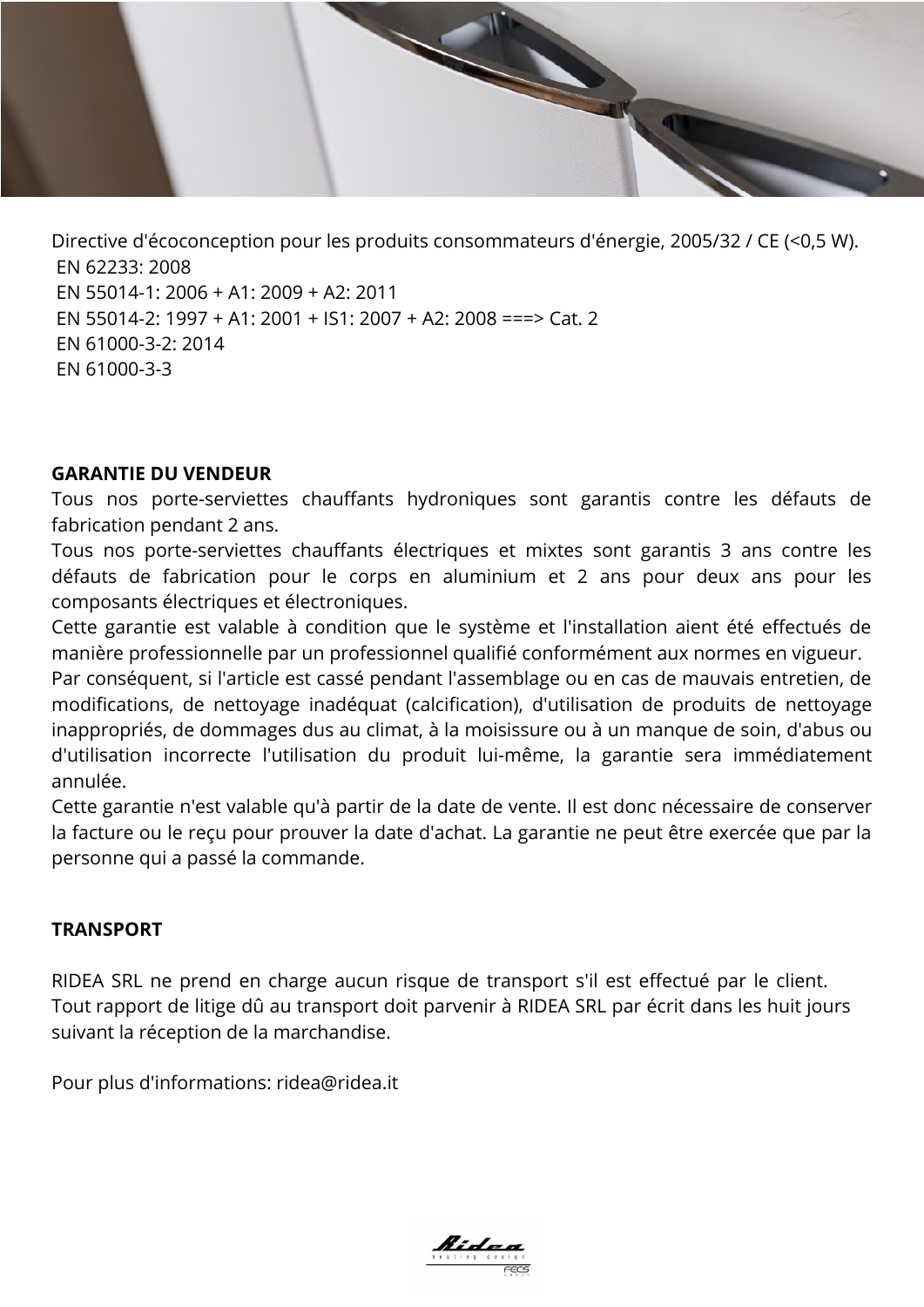Directive d'écoconception pour les produits consommateurs d'énergie, 2005/32 / CE (<0,5 W).
EN 62233: 2008
EN 55014-1: 2006 + A1: 2009 + A2: 2011
EN 55014-2: 1997 + A1: 2001 + IS1: 2007 + A2: 2008 ===> Cat. 2
EN 61000-3-2: 2014
EN 61000-3-3

**GARANTIE DU VENDEUR**

Tous nos porte-serviettes chauffants hydroniques sont garantis contre les défauts de fabrication pendant 2 ans.
Tous nos porte-serviettes chauffants électriques et mixtes sont garantis 3 ans contre les défauts de fabrication pour le corps en aluminium et 2 ans pour deux ans pour les composants électriques et électroniques.
Cette garantie est valable à condition que le système et l'installation aient été effectués de manière professionnelle par un professionnel qualifié conformément aux normes en vigueur.
Par conséquent, si l'article est cassé pendant l'assemblage ou en cas de mauvais entretien, de modifications, de nettoyage inadéquat (calcification), d'utilisation de produits de nettoyage inappropriés, de dommages dus au climat, à la moisissure ou à un manque de soin, d'abus ou d'utilisation incorrecte l'utilisation du produit lui-même, la garantie sera immédiatement annulée.
Cette garantie n'est valable qu'à partir de la date de vente. Il est donc nécessaire de conserver la facture ou le reçu pour prouver la date d'achat. La garantie ne peut être exercée que par la personne qui a passé la commande.

**TRANSPORT**

RIDEA SRL ne prend en charge aucun risque de transport s'il est effectué par le client.
Tout rapport de litige dû au transport doit parvenir à RIDEA SRL par écrit dans les huit jours suivant la réception de la marchandise.

Pour plus d'informations: ridea@ridea.it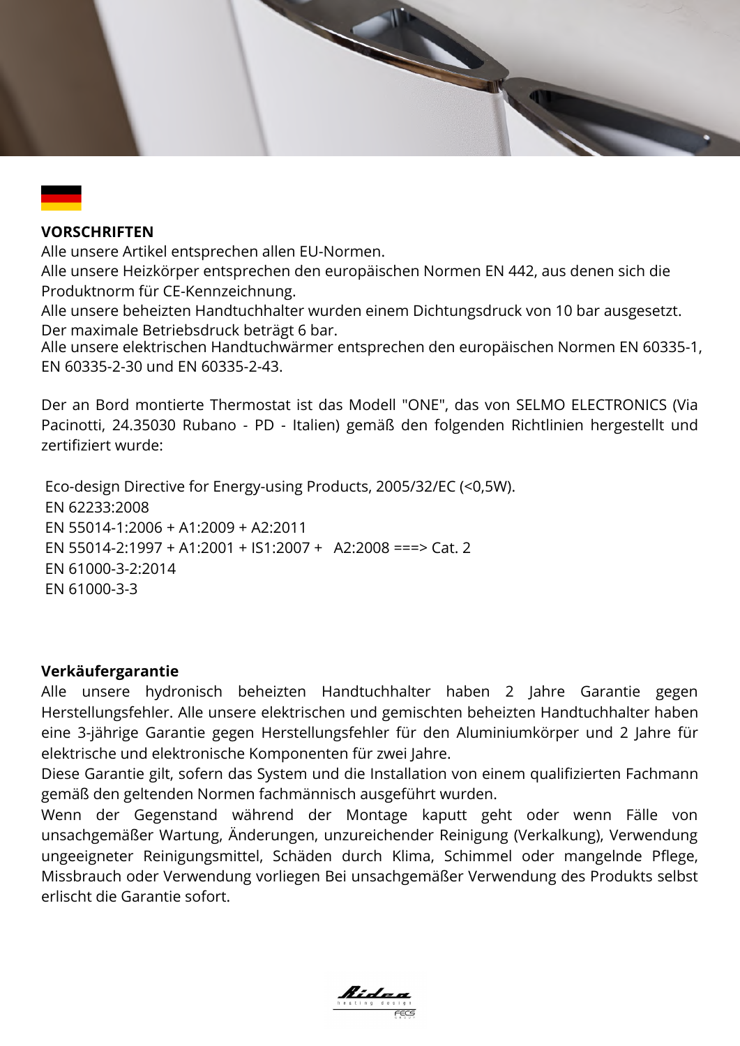## VORSCHRIFTEN

Alle unsere Artikel entsprechen allen EU-Normen.
Alle unsere Heizkörper entsprechen den europäischen Normen EN 442, aus denen sich die Produktnorm für CE-Kennzeichnung.
Alle unsere beheizten Handtuchhalter wurden einem Dichtungsdruck von 10 bar ausgesetzt. Der maximale Betriebsdruck beträgt 6 bar.
Alle unsere elektrischen Handtuchwärmer entsprechen den europäischen Normen EN 60335-1, EN 60335-2-30 und EN 60335-2-43.

Der an Bord montierte Thermostat ist das Modell "ONE", das von SELMO ELECTRONICS (Via Pacinotti, 24.35030 Rubano - PD - Italien) gemäß den folgenden Richtlinien hergestellt und zertifiziert wurde:

Eco-design Directive for Energy-using Products, 2005/32/EC (<0,5W).
EN 62233:2008
EN 55014-1:2006 + A1:2009 + A2:2011
EN 55014-2:1997 + A1:2001 + IS1:2007 + A2:2008 ===> Cat. 2
EN 61000-3-2:2014
EN 61000-3-3

## Verkäufergarantie

Alle unsere hydronisch beheizten Handtuchhalter haben 2 Jahre Garantie gegen Herstellungsfehler. Alle unsere elektrischen und gemischten beheizten Handtuchhalter haben eine 3-jährige Garantie gegen Herstellungsfehler für den Aluminiumkörper und 2 Jahre für elektrische und elektronische Komponenten für zwei Jahre.
Diese Garantie gilt, sofern das System und die Installation von einem qualifizierten Fachmann gemäß den geltenden Normen fachmännisch ausgeführt wurden.
Wenn der Gegenstand während der Montage kaputt geht oder wenn Fälle von unsachgemäßer Wartung, Änderungen, unzureichender Reinigung (Verkalkung), Verwendung ungeeigneter Reinigungsmittel, Schäden durch Klima, Schimmel oder mangelnde Pflege, Missbrauch oder Verwendung vorliegen Bei unsachgemäßer Verwendung des Produkts selbst erlischt die Garantie sofort.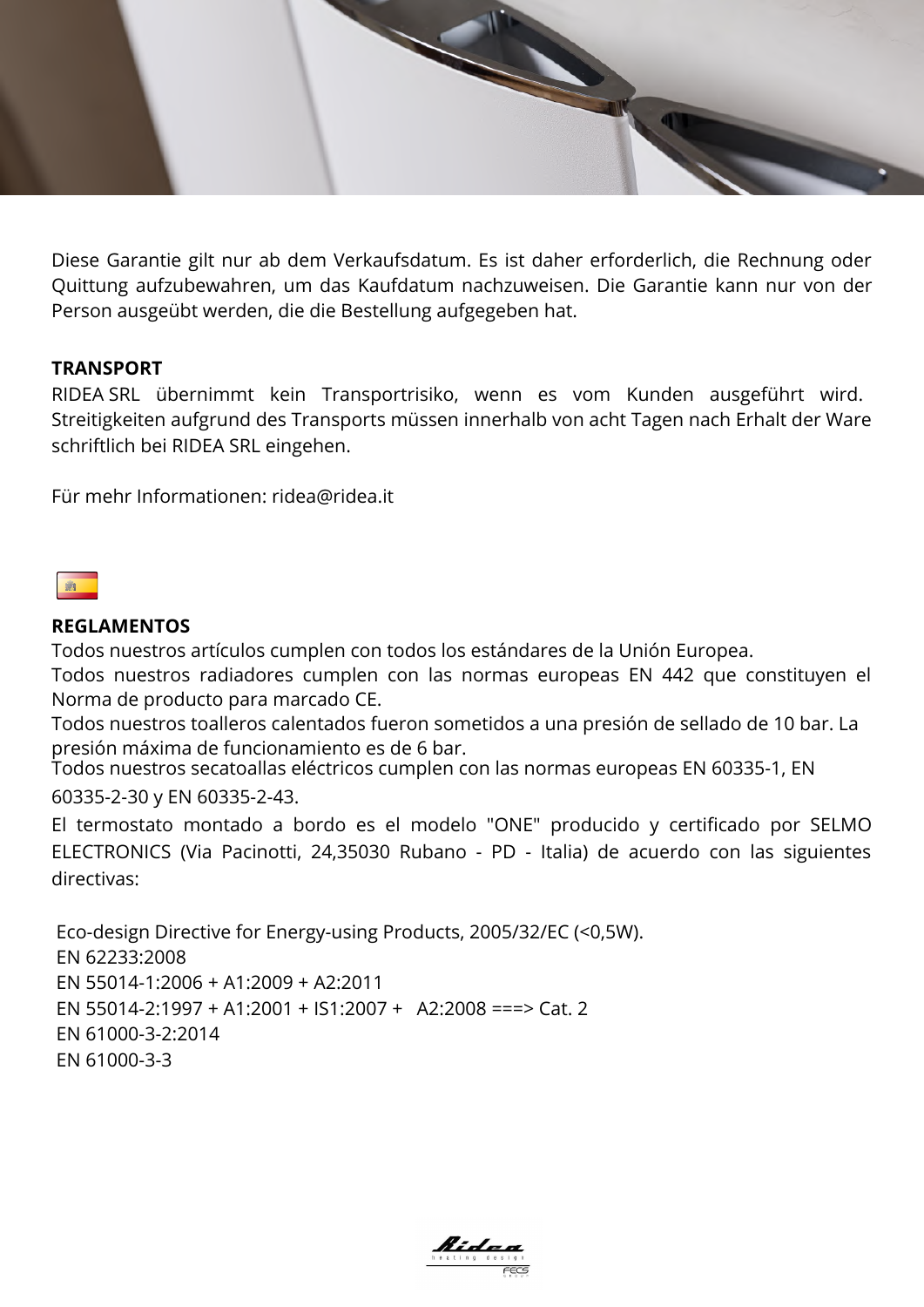Diese Garantie gilt nur ab dem Verkaufsdatum. Es ist daher erforderlich, die Rechnung oder Quittung aufzubewahren, um das Kaufdatum nachzuweisen. Die Garantie kann nur von der Person ausgeübt werden, die die Bestellung aufgegeben hat.

**TRANSPORT**

RIDEA SRL übernimmt kein Transportrisiko, wenn es vom Kunden ausgeführt wird. Streitigkeiten aufgrund des Transports müssen innerhalb von acht Tagen nach Erhalt der Ware schriftlich bei RIDEA SRL eingehen.

Für mehr Informationen: ridea@ridea.it

**REGLAMENTOS**

Todos nuestros artículos cumplen con todos los estándares de la Unión Europea.
Todos nuestros radiadores cumplen con las normas europeas EN 442 que constituyen el Norma de producto para marcado CE.
Todos nuestros toalleros calentados fueron sometidos a una presión de sellado de 10 bar. La presión máxima de funcionamiento es de 6 bar.
Todos nuestros secatoallas eléctricos cumplen con las normas europeas EN 60335-1, EN 60335-2-30 y EN 60335-2-43.
El termostato montado a bordo es el modelo "ONE" producido y certificado por SELMO ELECTRONICS (Via Pacinotti, 24,35030 Rubano - PD - Italia) de acuerdo con las siguientes directivas:

Eco-design Directive for Energy-using Products, 2005/32/EC (<0,5W).
EN 62233:2008
EN 55014-1:2006 + A1:2009 + A2:2011
EN 55014-2:1997 + A1:2001 + IS1:2007 + A2:2008 ===> Cat. 2
EN 61000-3-2:2014
EN 61000-3-3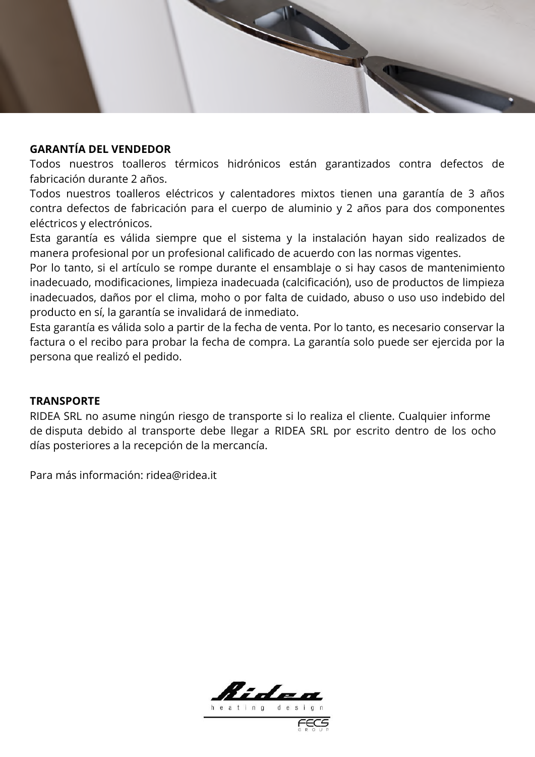**GARANTÍA DEL VENDEDOR**

Todos nuestros toalleros térmicos hidrónicos están garantizados contra defectos de fabricación durante 2 años.

Todos nuestros toalleros eléctricos y calentadores mixtos tienen una garantía de 3 años contra defectos de fabricación para el cuerpo de aluminio y 2 años para dos componentes eléctricos y electrónicos.

Esta garantía es válida siempre que el sistema y la instalación hayan sido realizados de manera profesional por un profesional calificado de acuerdo con las normas vigentes.

Por lo tanto, si el artículo se rompe durante el ensamblaje o si hay casos de mantenimiento inadecuado, modificaciones, limpieza inadecuada (calcificación), uso de productos de limpieza inadecuados, daños por el clima, moho o por falta de cuidado, abuso o uso uso indebido del producto en sí, la garantía se invalidará de inmediato.

Esta garantía es válida solo a partir de la fecha de venta. Por lo tanto, es necesario conservar la factura o el recibo para probar la fecha de compra. La garantía solo puede ser ejercida por la persona que realizó el pedido.

**TRANSPORTE**

RIDEA SRL no asume ningún riesgo de transporte si lo realiza el cliente. Cualquier informe de disputa debido al transporte debe llegar a RIDEA SRL por escrito dentro de los ocho días posteriores a la recepción de la mercancía.

Para más información: ridea@ridea.it